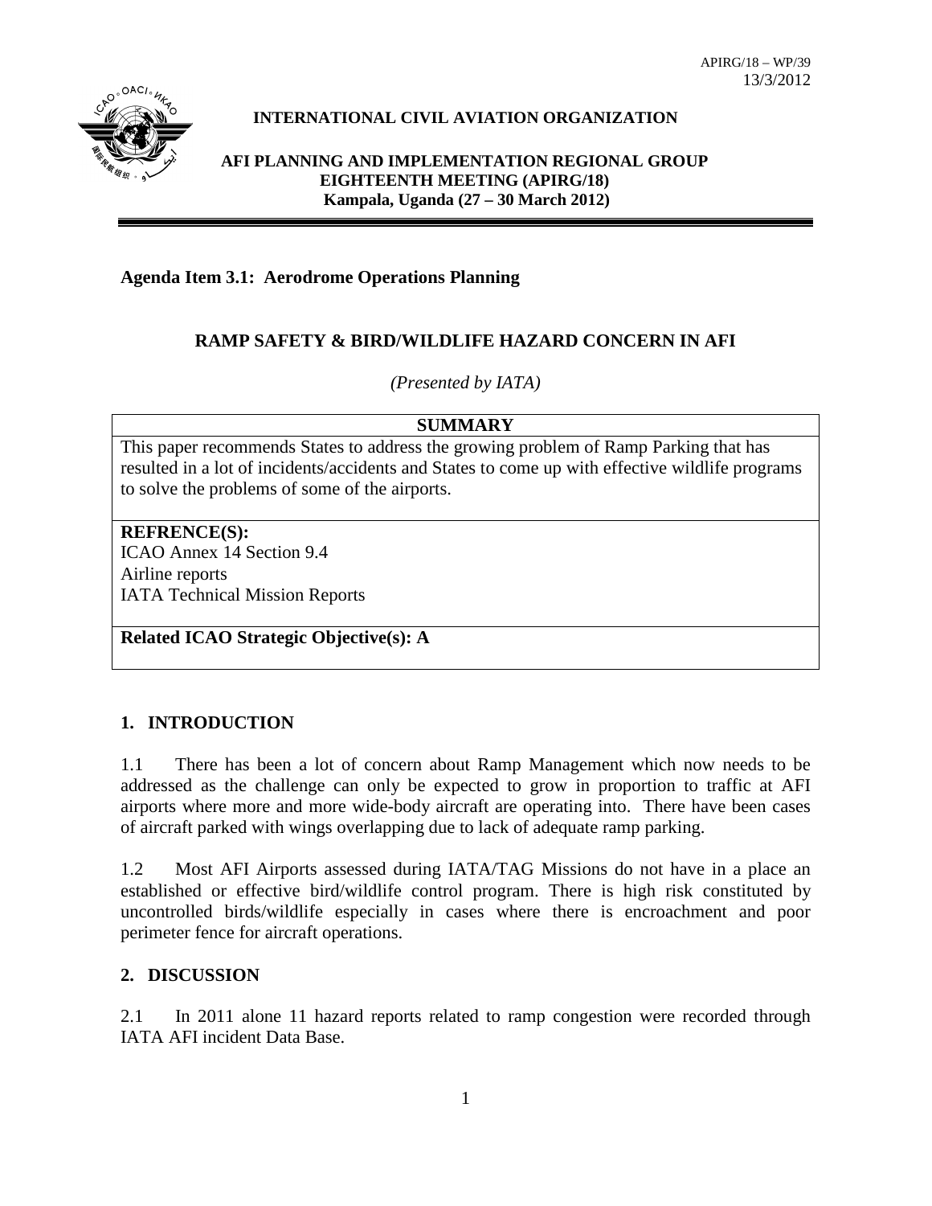APIRG/18 – WP/39
13/3/2012

**INTERNATIONAL CIVIL AVIATION ORGANIZATION**

**AFI PLANNING AND IMPLEMENTATION REGIONAL GROUP**
**EIGHTEENTH MEETING (APIRG/18)**
**Kampala, Uganda (27 – 30 March 2012)**

**Agenda Item 3.1: Aerodrome Operations Planning**

## RAMP SAFETY & BIRD/WILDLIFE HAZARD CONCERN IN AFI

*(Presented by IATA)*

| SUMMARY |
|---|
| This paper recommends States to address the growing problem of Ramp Parking that has resulted in a lot of incidents/accidents and States to come up with effective wildlife programs to solve the problems of some of the airports. |
| **REFRENCE(S):**<br>ICAO Annex 14 Section 9.4<br>Airline reports<br>IATA Technical Mission Reports |
| **Related ICAO Strategic Objective(s): A** |

## 1. INTRODUCTION

1.1 There has been a lot of concern about Ramp Management which now needs to be addressed as the challenge can only be expected to grow in proportion to traffic at AFI airports where more and more wide-body aircraft are operating into. There have been cases of aircraft parked with wings overlapping due to lack of adequate ramp parking.

1.2 Most AFI Airports assessed during IATA/TAG Missions do not have in a place an established or effective bird/wildlife control program. There is high risk constituted by uncontrolled birds/wildlife especially in cases where there is encroachment and poor perimeter fence for aircraft operations.

## 2. DISCUSSION

2.1 In 2011 alone 11 hazard reports related to ramp congestion were recorded through IATA AFI incident Data Base.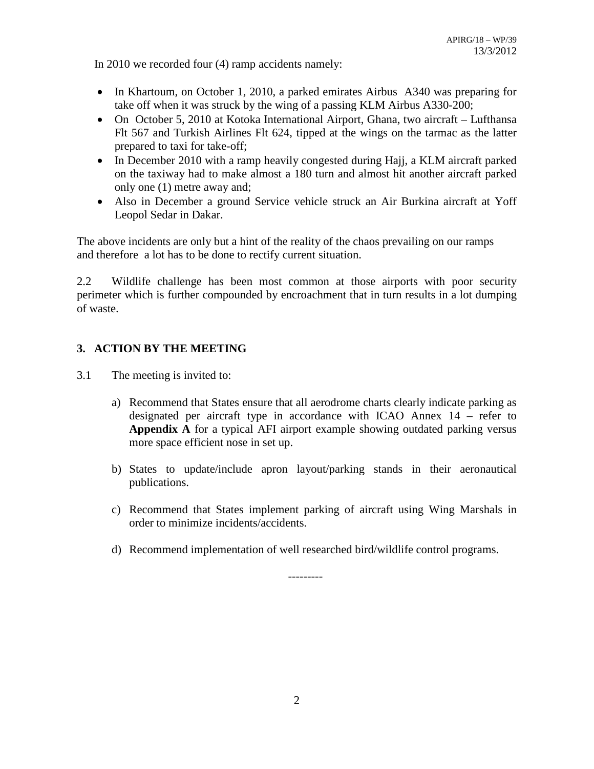In 2010 we recorded four (4) ramp accidents namely:

- In Khartoum, on October 1, 2010, a parked emirates Airbus A340 was preparing for take off when it was struck by the wing of a passing KLM Airbus A330-200;
- On October 5, 2010 at Kotoka International Airport, Ghana, two aircraft – Lufthansa Flt 567 and Turkish Airlines Flt 624, tipped at the wings on the tarmac as the latter prepared to taxi for take-off;
- In December 2010 with a ramp heavily congested during Hajj, a KLM aircraft parked on the taxiway had to make almost a 180 turn and almost hit another aircraft parked only one (1) metre away and;
- Also in December a ground Service vehicle struck an Air Burkina aircraft at Yoff Leopol Sedar in Dakar.

The above incidents are only but a hint of the reality of the chaos prevailing on our ramps and therefore a lot has to be done to rectify current situation.

2.2 Wildlife challenge has been most common at those airports with poor security perimeter which is further compounded by encroachment that in turn results in a lot dumping of waste.

## 3. ACTION BY THE MEETING

3.1 The meeting is invited to:

a) Recommend that States ensure that all aerodrome charts clearly indicate parking as designated per aircraft type in accordance with ICAO Annex 14 – refer to **Appendix A** for a typical AFI airport example showing outdated parking versus more space efficient nose in set up.

b) States to update/include apron layout/parking stands in their aeronautical publications.

c) Recommend that States implement parking of aircraft using Wing Marshals in order to minimize incidents/accidents.

d) Recommend implementation of well researched bird/wildlife control programs.

---------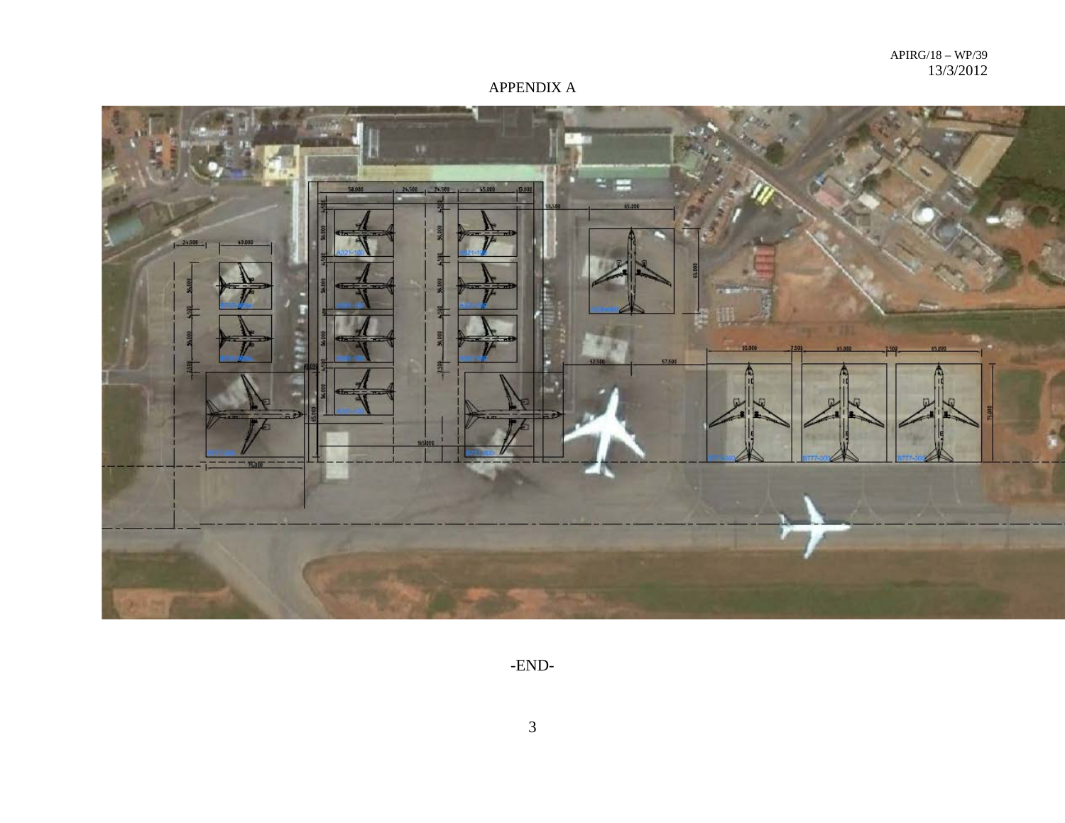# APPENDIX A

-END-